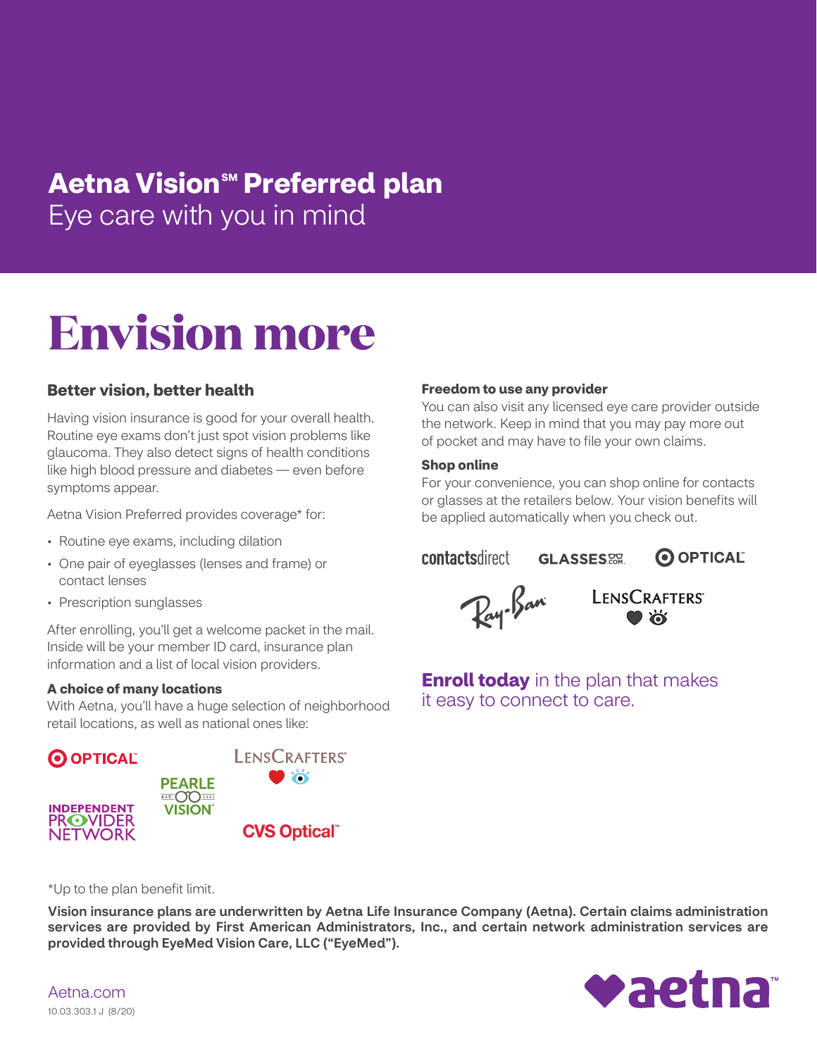# Aetna Vision℠ Preferred plan

Eye care with you in mind

## Envision more

### Better vision, better health

Having vision insurance is good for your overall health. Routine eye exams don't just spot vision problems like glaucoma. They also detect signs of health conditions like high blood pressure and diabetes — even before symptoms appear.

Aetna Vision Preferred provides coverage* for:

- Routine eye exams, including dilation
- One pair of eyeglasses (lenses and frame) or contact lenses
- Prescription sunglasses

After enrolling, you'll get a welcome packet in the mail. Inside will be your member ID card, insurance plan information and a list of local vision providers.

**A choice of many locations**

With Aetna, you'll have a huge selection of neighborhood retail locations, as well as national ones like:

OPTICAL
PEARLE VISION
LENSCRAFTERS
INDEPENDENT PROVIDER NETWORK
CVS Optical

**Freedom to use any provider**

You can also visit any licensed eye care provider outside the network. Keep in mind that you may pay more out of pocket and may have to file your own claims.

**Shop online**

For your convenience, you can shop online for contacts or glasses at the retailers below. Your vision benefits will be applied automatically when you check out.

contactsdirect
GLASSES.COM
OPTICAL
Ray-Ban
LENSCRAFTERS

**Enroll today** in the plan that makes it easy to connect to care.

*Up to the plan benefit limit.

**Vision insurance plans are underwritten by Aetna Life Insurance Company (Aetna). Certain claims administration services are provided by First American Administrators, Inc., and certain network administration services are provided through EyeMed Vision Care, LLC ("EyeMed").**

Aetna.com

10.03.303.1 J (8/20)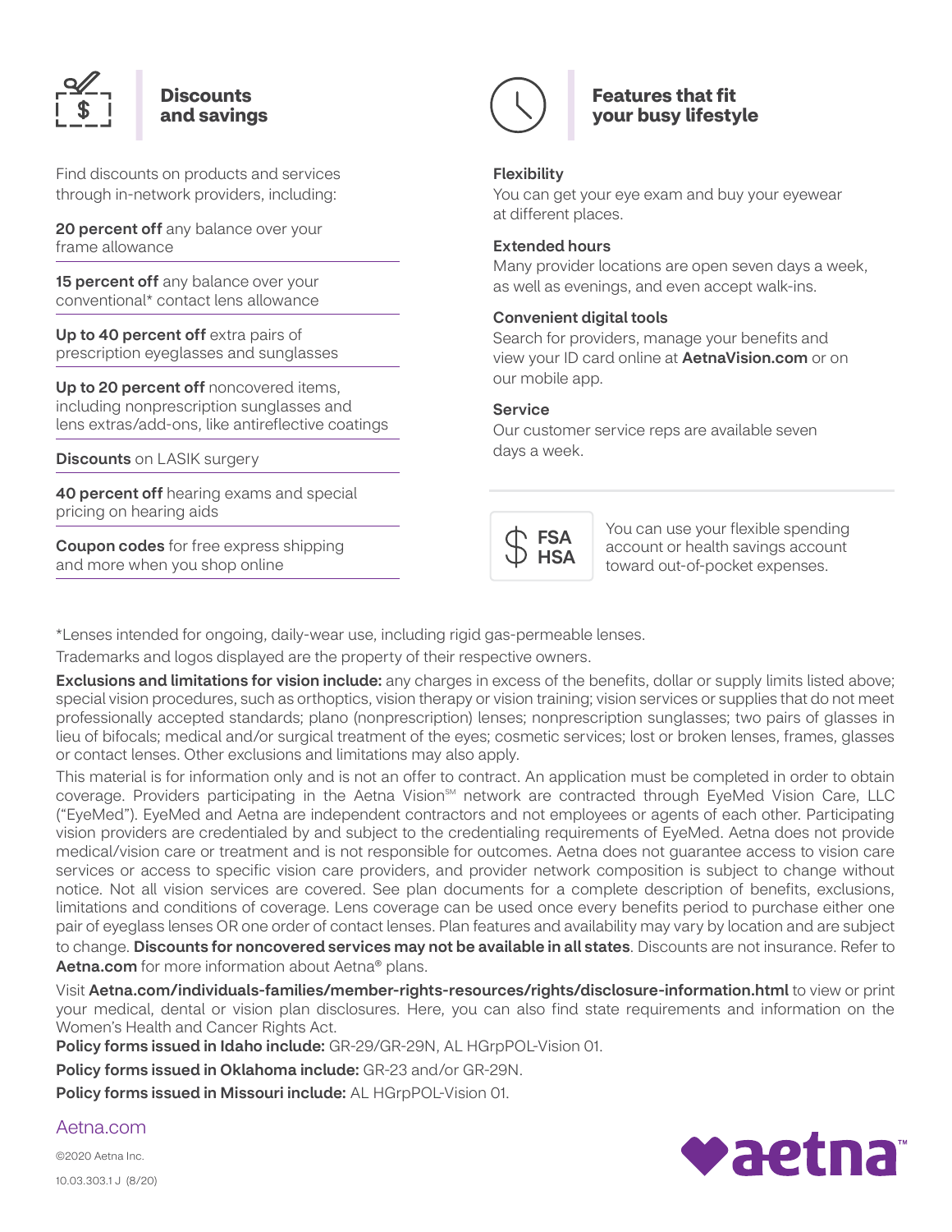## Discounts and savings

Find discounts on products and services through in-network providers, including:

**20 percent off** any balance over your frame allowance

**15 percent off** any balance over your conventional* contact lens allowance

**Up to 40 percent off** extra pairs of prescription eyeglasses and sunglasses

**Up to 20 percent off** noncovered items, including nonprescription sunglasses and lens extras/add-ons, like antireflective coatings

**Discounts** on LASIK surgery

**40 percent off** hearing exams and special pricing on hearing aids

**Coupon codes** for free express shipping and more when you shop online

## Features that fit your busy lifestyle

**Flexibility**
You can get your eye exam and buy your eyewear at different places.

**Extended hours**
Many provider locations are open seven days a week, as well as evenings, and even accept walk-ins.

**Convenient digital tools**
Search for providers, manage your benefits and view your ID card online at **AetnaVision.com** or on our mobile app.

**Service**
Our customer service reps are available seven days a week.

**FSA HSA**

You can use your flexible spending account or health savings account toward out-of-pocket expenses.

*Lenses intended for ongoing, daily-wear use, including rigid gas-permeable lenses.

Trademarks and logos displayed are the property of their respective owners.

**Exclusions and limitations for vision include:** any charges in excess of the benefits, dollar or supply limits listed above; special vision procedures, such as orthoptics, vision therapy or vision training; vision services or supplies that do not meet professionally accepted standards; plano (nonprescription) lenses; nonprescription sunglasses; two pairs of glasses in lieu of bifocals; medical and/or surgical treatment of the eyes; cosmetic services; lost or broken lenses, frames, glasses or contact lenses. Other exclusions and limitations may also apply.

This material is for information only and is not an offer to contract. An application must be completed in order to obtain coverage. Providers participating in the Aetna Vision℠ network are contracted through EyeMed Vision Care, LLC ("EyeMed"). EyeMed and Aetna are independent contractors and not employees or agents of each other. Participating vision providers are credentialed by and subject to the credentialing requirements of EyeMed. Aetna does not provide medical/vision care or treatment and is not responsible for outcomes. Aetna does not guarantee access to vision care services or access to specific vision care providers, and provider network composition is subject to change without notice. Not all vision services are covered. See plan documents for a complete description of benefits, exclusions, limitations and conditions of coverage. Lens coverage can be used once every benefits period to purchase either one pair of eyeglass lenses OR one order of contact lenses. Plan features and availability may vary by location and are subject to change. **Discounts for noncovered services may not be available in all states**. Discounts are not insurance. Refer to **Aetna.com** for more information about Aetna® plans.

Visit **Aetna.com/individuals-families/member-rights-resources/rights/disclosure-information.html** to view or print your medical, dental or vision plan disclosures. Here, you can also find state requirements and information on the Women's Health and Cancer Rights Act.

**Policy forms issued in Idaho include:** GR-29/GR-29N, AL HGrpPOL-Vision 01.

**Policy forms issued in Oklahoma include:** GR-23 and/or GR-29N.

**Policy forms issued in Missouri include:** AL HGrpPOL-Vision 01.

Aetna.com

©2020 Aetna Inc.

10.03.303.1 J (8/20)

aetna™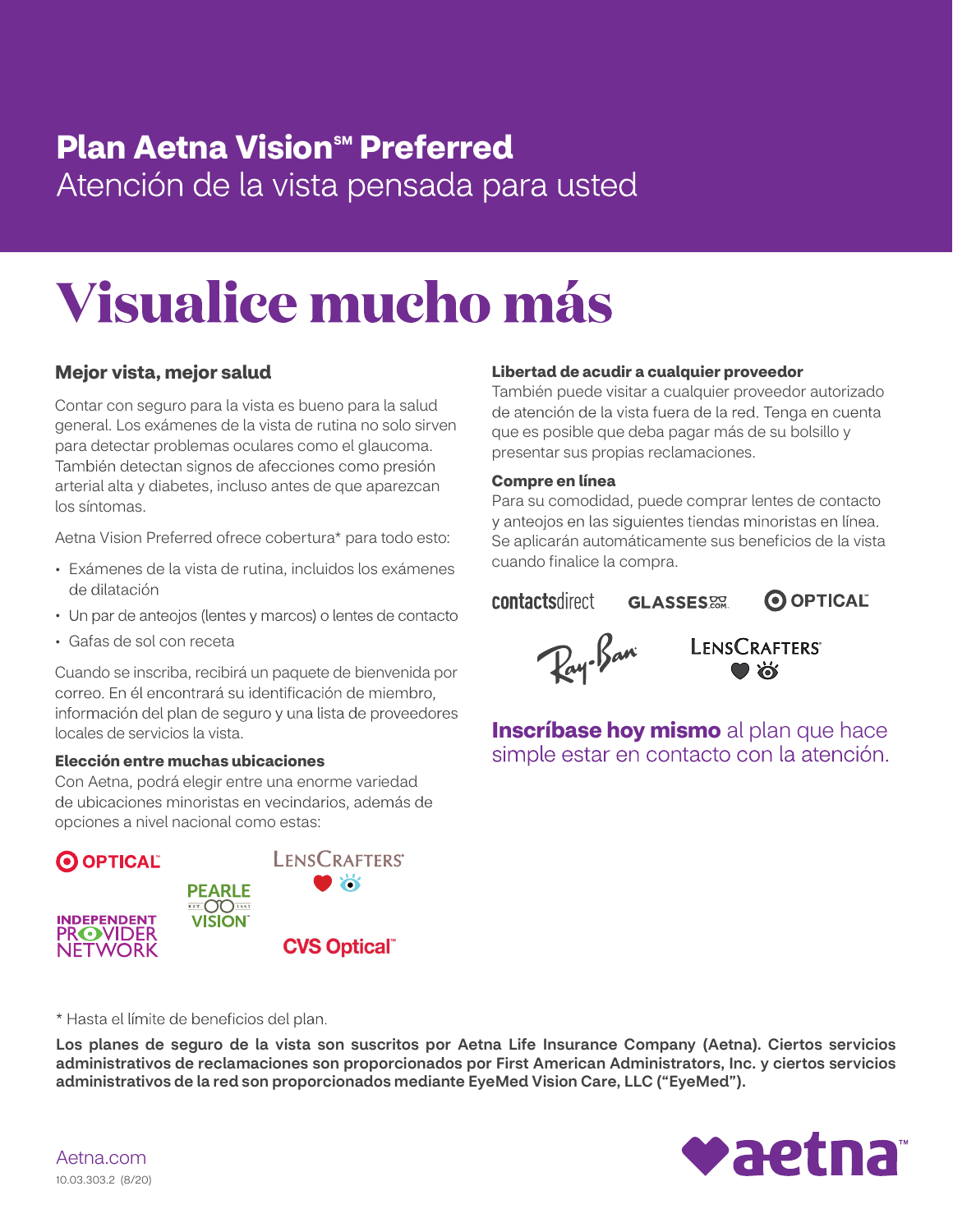**Plan Aetna Vision℠ Preferred**

Atención de la vista pensada para usted

# Visualice mucho más

## Mejor vista, mejor salud

Contar con seguro para la vista es bueno para la salud general. Los exámenes de la vista de rutina no solo sirven para detectar problemas oculares como el glaucoma. También detectan signos de afecciones como presión arterial alta y diabetes, incluso antes de que aparezcan los síntomas.

Aetna Vision Preferred ofrece cobertura* para todo esto:

- Exámenes de la vista de rutina, incluidos los exámenes de dilatación
- Un par de anteojos (lentes y marcos) o lentes de contacto
- Gafas de sol con receta

Cuando se inscriba, recibirá un paquete de bienvenida por correo. En él encontrará su identificación de miembro, información del plan de seguro y una lista de proveedores locales de servicios la vista.

### Elección entre muchas ubicaciones

Con Aetna, podrá elegir entre una enorme variedad de ubicaciones minoristas en vecindarios, además de opciones a nivel nacional como estas:

OPTICAL · LENSCRAFTERS · PEARLE VISION · INDEPENDENT PROVIDER NETWORK · CVS Optical

### Libertad de acudir a cualquier proveedor

También puede visitar a cualquier proveedor autorizado de atención de la vista fuera de la red. Tenga en cuenta que es posible que deba pagar más de su bolsillo y presentar sus propias reclamaciones.

### Compre en línea

Para su comodidad, puede comprar lentes de contacto y anteojos en las siguientes tiendas minoristas en línea. Se aplicarán automáticamente sus beneficios de la vista cuando finalice la compra.

contactsdirect · GLASSES.COM · OPTICAL · Ray-Ban · LENSCRAFTERS

**Inscríbase hoy mismo** al plan que hace simple estar en contacto con la atención.

\* Hasta el límite de beneficios del plan.

**Los planes de seguro de la vista son suscritos por Aetna Life Insurance Company (Aetna). Ciertos servicios administrativos de reclamaciones son proporcionados por First American Administrators, Inc. y ciertos servicios administrativos de la red son proporcionados mediante EyeMed Vision Care, LLC ("EyeMed").**

Aetna.com

10.03.303.2 (8/20)

aetna™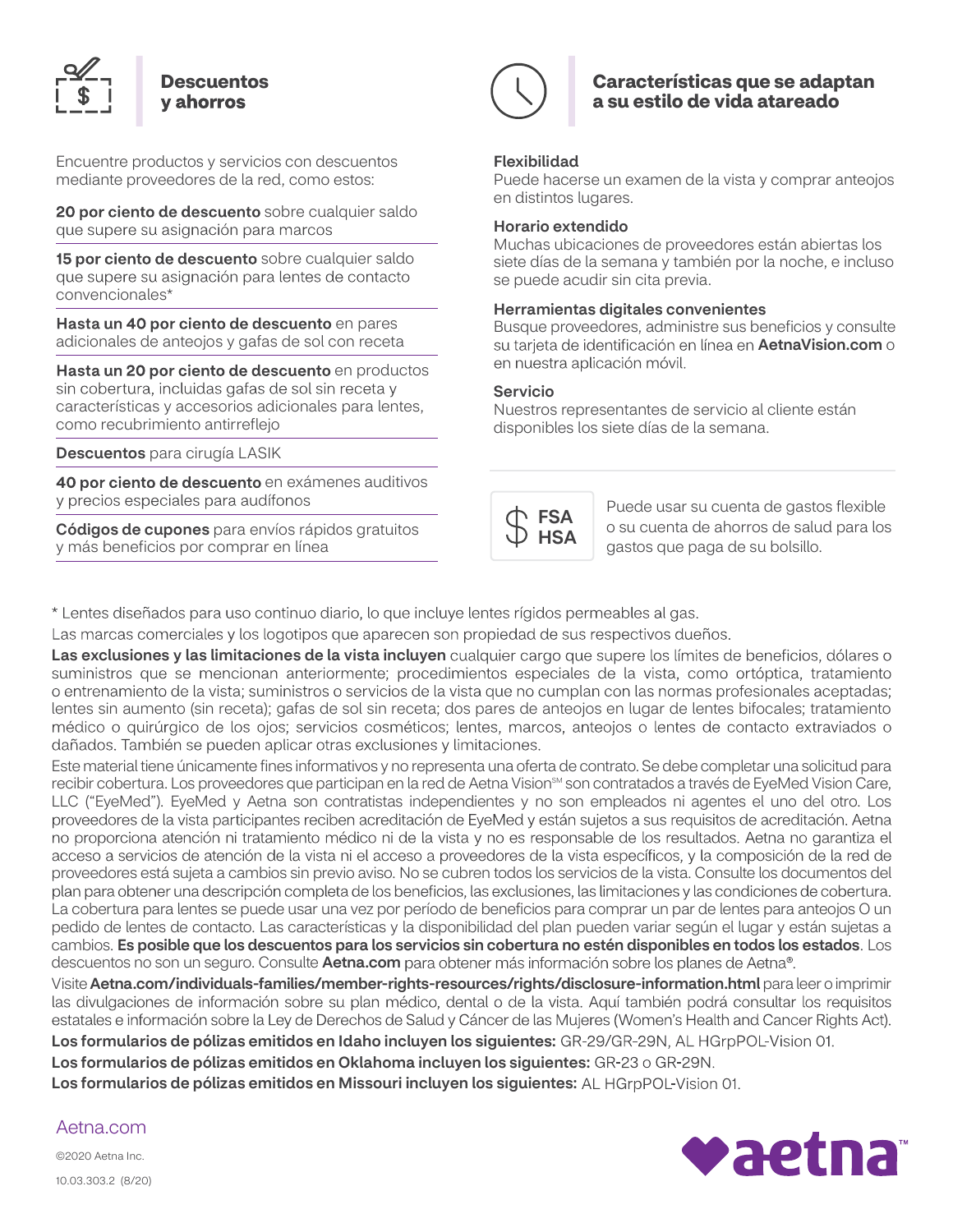## Descuentos y ahorros

Encuentre productos y servicios con descuentos mediante proveedores de la red, como estos:

**20 por ciento de descuento** sobre cualquier saldo que supere su asignación para marcos

**15 por ciento de descuento** sobre cualquier saldo que supere su asignación para lentes de contacto convencionales*

**Hasta un 40 por ciento de descuento** en pares adicionales de anteojos y gafas de sol con receta

**Hasta un 20 por ciento de descuento** en productos sin cobertura, incluidas gafas de sol sin receta y características y accesorios adicionales para lentes, como recubrimiento antirreflejo

**Descuentos** para cirugía LASIK

**40 por ciento de descuento** en exámenes auditivos y precios especiales para audífonos

**Códigos de cupones** para envíos rápidos gratuitos y más beneficios por comprar en línea

## Características que se adaptan a su estilo de vida atareado

**Flexibilidad**
Puede hacerse un examen de la vista y comprar anteojos en distintos lugares.

**Horario extendido**
Muchas ubicaciones de proveedores están abiertas los siete días de la semana y también por la noche, e incluso se puede acudir sin cita previa.

**Herramientas digitales convenientes**
Busque proveedores, administre sus beneficios y consulte su tarjeta de identificación en línea en **AetnaVision.com** o en nuestra aplicación móvil.

**Servicio**
Nuestros representantes de servicio al cliente están disponibles los siete días de la semana.

**FSA HSA**
Puede usar su cuenta de gastos flexible o su cuenta de ahorros de salud para los gastos que paga de su bolsillo.

* Lentes diseñados para uso continuo diario, lo que incluye lentes rígidos permeables al gas.

Las marcas comerciales y los logotipos que aparecen son propiedad de sus respectivos dueños.

**Las exclusiones y las limitaciones de la vista incluyen** cualquier cargo que supere los límites de beneficios, dólares o suministros que se mencionan anteriormente; procedimientos especiales de la vista, como ortóptica, tratamiento o entrenamiento de la vista; suministros o servicios de la vista que no cumplan con las normas profesionales aceptadas; lentes sin aumento (sin receta); gafas de sol sin receta; dos pares de anteojos en lugar de lentes bifocales; tratamiento médico o quirúrgico de los ojos; servicios cosméticos; lentes, marcos, anteojos o lentes de contacto extraviados o dañados. También se pueden aplicar otras exclusiones y limitaciones.

Este material tiene únicamente fines informativos y no representa una oferta de contrato. Se debe completar una solicitud para recibir cobertura. Los proveedores que participan en la red de Aetna Vision℠ son contratados a través de EyeMed Vision Care, LLC ("EyeMed"). EyeMed y Aetna son contratistas independientes y no son empleados ni agentes el uno del otro. Los proveedores de la vista participantes reciben acreditación de EyeMed y están sujetos a sus requisitos de acreditación. Aetna no proporciona atención ni tratamiento médico ni de la vista y no es responsable de los resultados. Aetna no garantiza el acceso a servicios de atención de la vista ni el acceso a proveedores de la vista específicos, y la composición de la red de proveedores está sujeta a cambios sin previo aviso. No se cubren todos los servicios de la vista. Consulte los documentos del plan para obtener una descripción completa de los beneficios, las exclusiones, las limitaciones y las condiciones de cobertura. La cobertura para lentes se puede usar una vez por período de beneficios para comprar un par de lentes para anteojos O un pedido de lentes de contacto. Las características y la disponibilidad del plan pueden variar según el lugar y están sujetas a cambios. **Es posible que los descuentos para los servicios sin cobertura no estén disponibles en todos los estados**. Los descuentos no son un seguro. Consulte **Aetna.com** para obtener más información sobre los planes de Aetna®.

Visite **Aetna.com/individuals-families/member-rights-resources/rights/disclosure-information.html** para leer o imprimir las divulgaciones de información sobre su plan médico, dental o de la vista. Aquí también podrá consultar los requisitos estatales e información sobre la Ley de Derechos de Salud y Cáncer de las Mujeres (Women's Health and Cancer Rights Act).

**Los formularios de pólizas emitidos en Idaho incluyen los siguientes:** GR-29/GR-29N, AL HGrpPOL-Vision 01.

**Los formularios de pólizas emitidos en Oklahoma incluyen los siguientes:** GR-23 o GR-29N.

**Los formularios de pólizas emitidos en Missouri incluyen los siguientes:** AL HGrpPOL-Vision 01.

Aetna.com

©2020 Aetna Inc.

10.03.303.2 (8/20)

aetna™